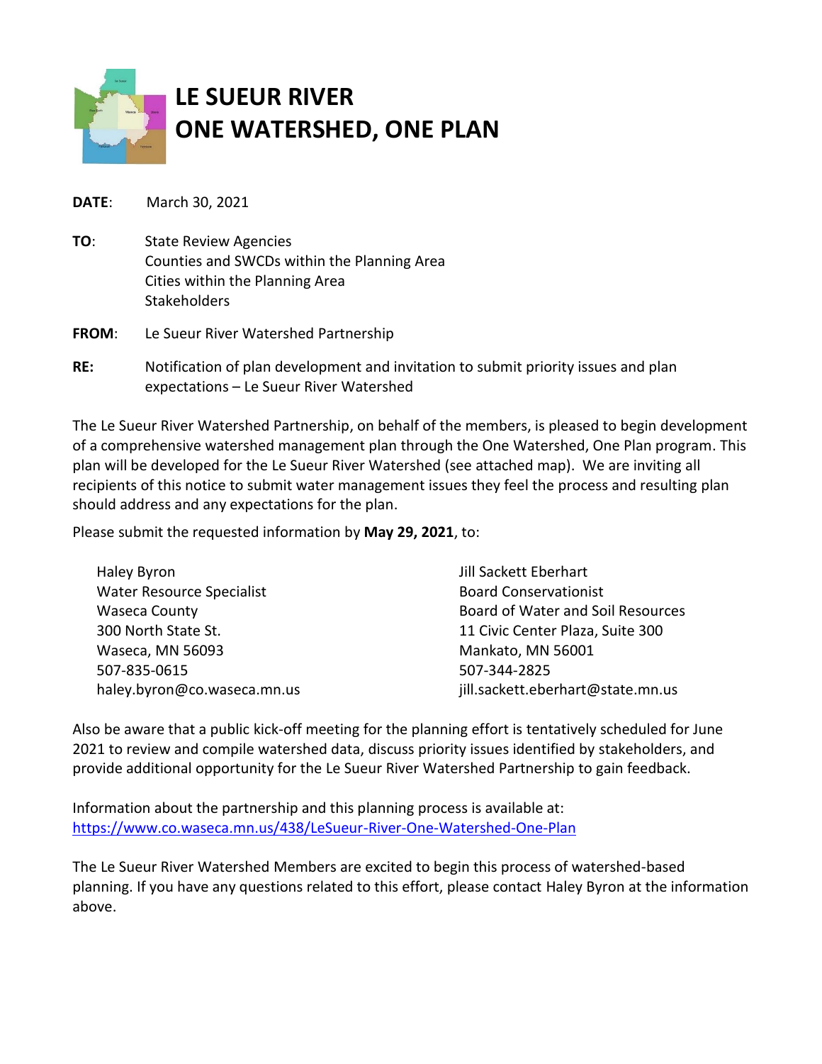# LE SUEUR RIVER ONE WATERSHED, ONE PLAN

**DATE**: March 30, 2021

**TO**: State Review Agencies
Counties and SWCDs within the Planning Area
Cities within the Planning Area
Stakeholders

**FROM**: Le Sueur River Watershed Partnership

**RE:** Notification of plan development and invitation to submit priority issues and plan expectations – Le Sueur River Watershed

The Le Sueur River Watershed Partnership, on behalf of the members, is pleased to begin development of a comprehensive watershed management plan through the One Watershed, One Plan program. This plan will be developed for the Le Sueur River Watershed (see attached map). We are inviting all recipients of this notice to submit water management issues they feel the process and resulting plan should address and any expectations for the plan.

Please submit the requested information by **May 29, 2021**, to:

Haley Byron
Water Resource Specialist
Waseca County
300 North State St.
Waseca, MN 56093
507-835-0615
haley.byron@co.waseca.mn.us

Jill Sackett Eberhart
Board Conservationist
Board of Water and Soil Resources
11 Civic Center Plaza, Suite 300
Mankato, MN 56001
507-344-2825
jill.sackett.eberhart@state.mn.us

Also be aware that a public kick-off meeting for the planning effort is tentatively scheduled for June 2021 to review and compile watershed data, discuss priority issues identified by stakeholders, and provide additional opportunity for the Le Sueur River Watershed Partnership to gain feedback.

Information about the partnership and this planning process is available at:
[https://www.co.waseca.mn.us/438/LeSueur-River-One-Watershed-One-Plan](https://www.co.waseca.mn.us/438/LeSueur-River-One-Watershed-One-Plan)

The Le Sueur River Watershed Members are excited to begin this process of watershed-based planning. If you have any questions related to this effort, please contact Haley Byron at the information above.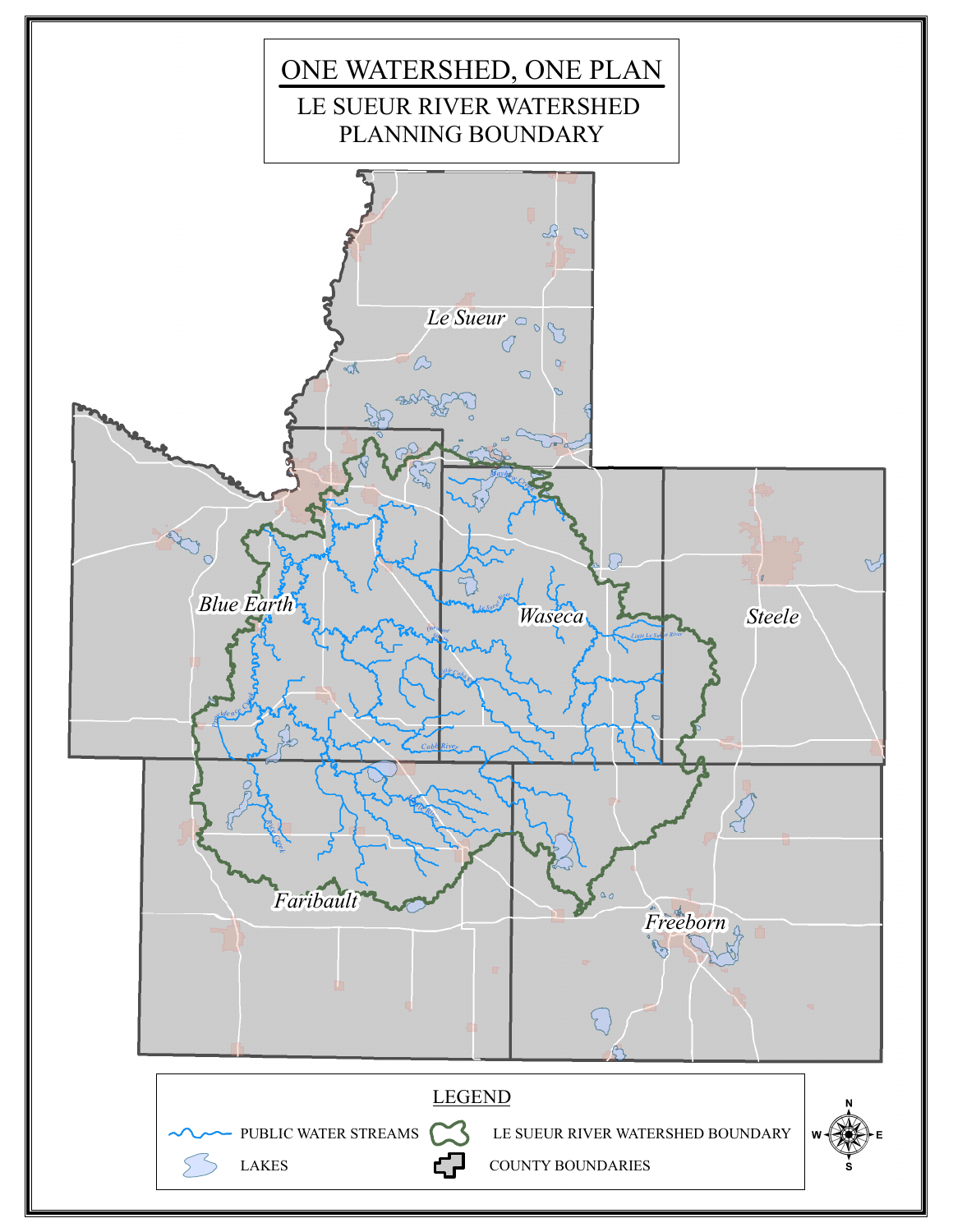# ONE WATERSHED, ONE PLAN

## LE SUEUR RIVER WATERSHED PLANNING BOUNDARY

Le Sueur

Blue Earth

Waseca

Steele

Faribault

Freeborn

LEGEND

PUBLIC WATER STREAMS

LAKES

LE SUEUR RIVER WATERSHED BOUNDARY

COUNTY BOUNDARIES

N

W

E

S